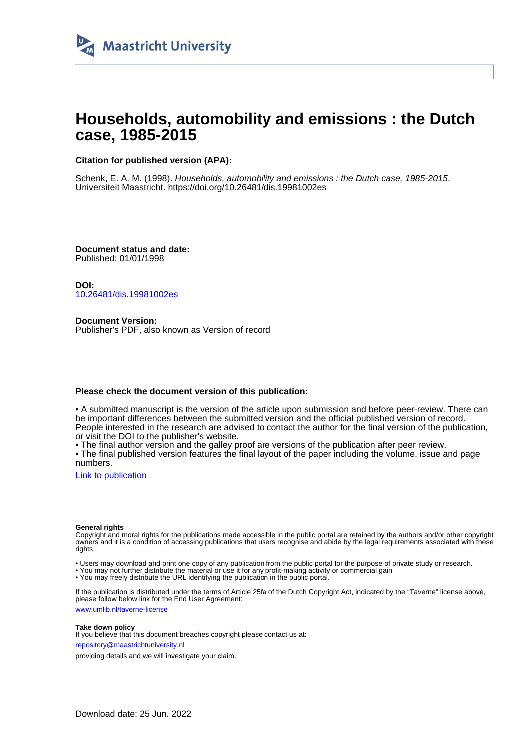Maastricht University

# Households, automobility and emissions : the Dutch case, 1985-2015

**Citation for published version (APA):**

Schenk, E. A. M. (1998). *Households, automobility and emissions : the Dutch case, 1985-2015*. Universiteit Maastricht. https://doi.org/10.26481/dis.19981002es

**Document status and date:**
Published: 01/01/1998

**DOI:**
10.26481/dis.19981002es

**Document Version:**
Publisher's PDF, also known as Version of record

**Please check the document version of this publication:**

• A submitted manuscript is the version of the article upon submission and before peer-review. There can be important differences between the submitted version and the official published version of record. People interested in the research are advised to contact the author for the final version of the publication, or visit the DOI to the publisher's website.
• The final author version and the galley proof are versions of the publication after peer review.
• The final published version features the final layout of the paper including the volume, issue and page numbers.

Link to publication

**General rights**
Copyright and moral rights for the publications made accessible in the public portal are retained by the authors and/or other copyright owners and it is a condition of accessing publications that users recognise and abide by the legal requirements associated with these rights.

• Users may download and print one copy of any publication from the public portal for the purpose of private study or research.
• You may not further distribute the material or use it for any profit-making activity or commercial gain
• You may freely distribute the URL identifying the publication in the public portal.

If the publication is distributed under the terms of Article 25fa of the Dutch Copyright Act, indicated by the "Taverne" license above, please follow below link for the End User Agreement:

www.umlib.nl/taverne-license

**Take down policy**
If you believe that this document breaches copyright please contact us at:

repository@maastrichtuniversity.nl

providing details and we will investigate your claim.

Download date: 25 Jun. 2022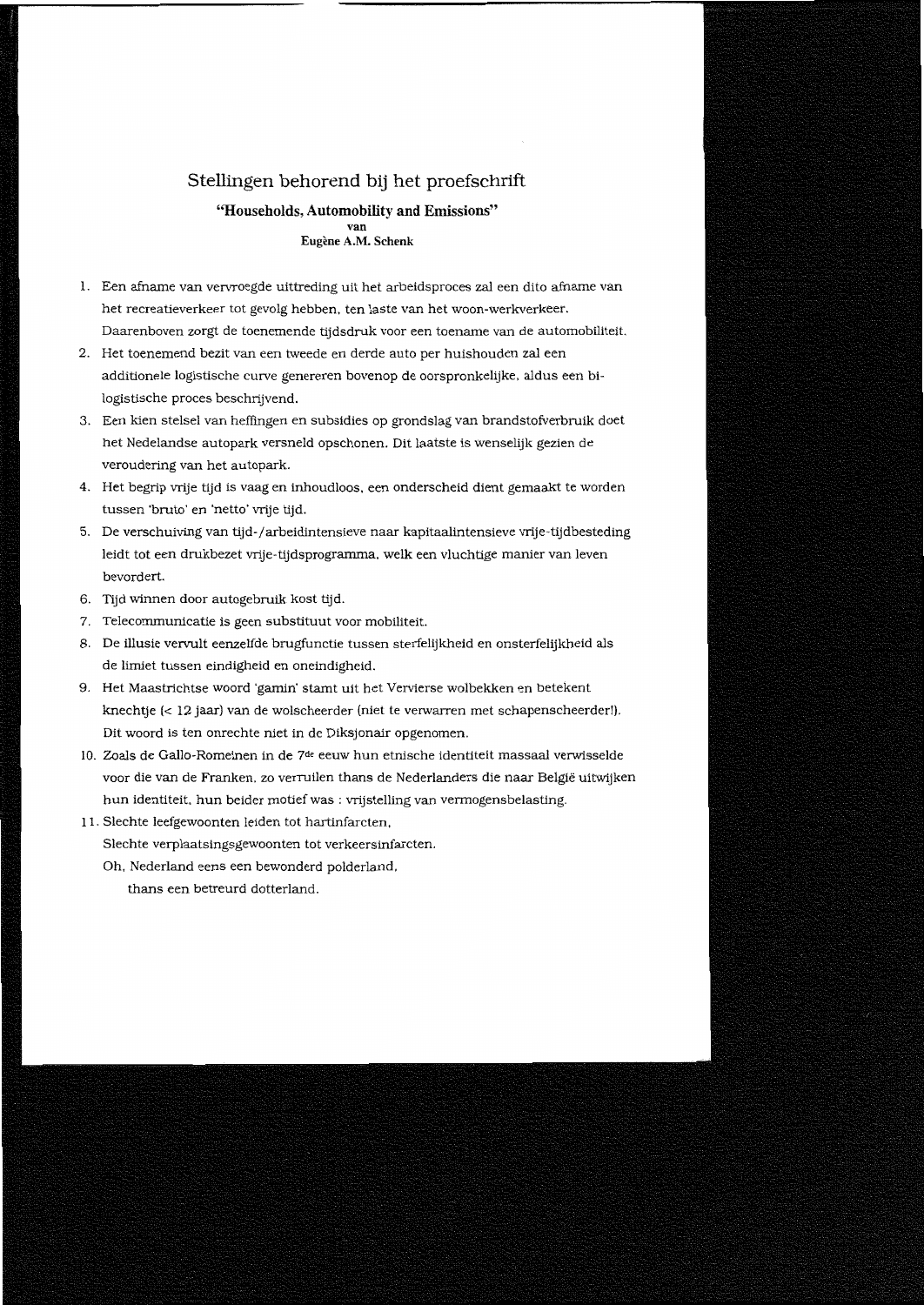# Stellingen behorend bij het proefschrift

**"Households, Automobility and Emissions"**
**van**
**Eugène A.M. Schenk**

1. Een afname van vervroegde uittreding uit het arbeidsproces zal een dito afname van het recreatieverkeer tot gevolg hebben, ten laste van het woon-werkverkeer. Daarenboven zorgt de toenemende tijdsdruk voor een toename van de automobiliteit.
2. Het toenemend bezit van een tweede en derde auto per huishouden zal een additionele logistische curve genereren bovenop de oorspronkelijke, aldus een bi-logistische proces beschrijvend.
3. Een kien stelsel van heffingen en subsidies op grondslag van brandstofverbruik doet het Nedelandse autopark versneld opschonen. Dit laatste is wenselijk gezien de veroudering van het autopark.
4. Het begrip vrije tijd is vaag en inhoudloos, een onderscheid dient gemaakt te worden tussen 'bruto' en 'netto' vrije tijd.
5. De verschuiving van tijd-/arbeidintensieve naar kapitaalintensieve vrije-tijdbesteding leidt tot een drukbezet vrije-tijdsprogramma, welk een vluchtige manier van leven bevordert.
6. Tijd winnen door autogebruik kost tijd.
7. Telecommunicatie is geen substituut voor mobiliteit.
8. De illusie vervult eenzelfde brugfunctie tussen sterfelijkheid en onsterfelijkheid als de limiet tussen eindigheid en oneindigheid.
9. Het Maastrichtse woord 'gamin' stamt uit het Vervierse wolbekken en betekent knechtje (< 12 jaar) van de wolscheerder (niet te verwarren met schapenscheerder!). Dit woord is ten onrechte niet in de Diksjonair opgenomen.
10. Zoals de Gallo-Romeinen in de 7de eeuw hun etnische identiteit massaal verwisselde voor die van de Franken, zo verruilen thans de Nederlanders die naar België uitwijken hun identiteit, hun beider motief was : vrijstelling van vermogensbelasting.
11. Slechte leefgewoonten leiden tot hartinfarcten,
    Slechte verplaatsingsgewoonten tot verkeersinfarcten.
    Oh, Nederland eens een bewonderd polderland,
    thans een betreurd dotterland.